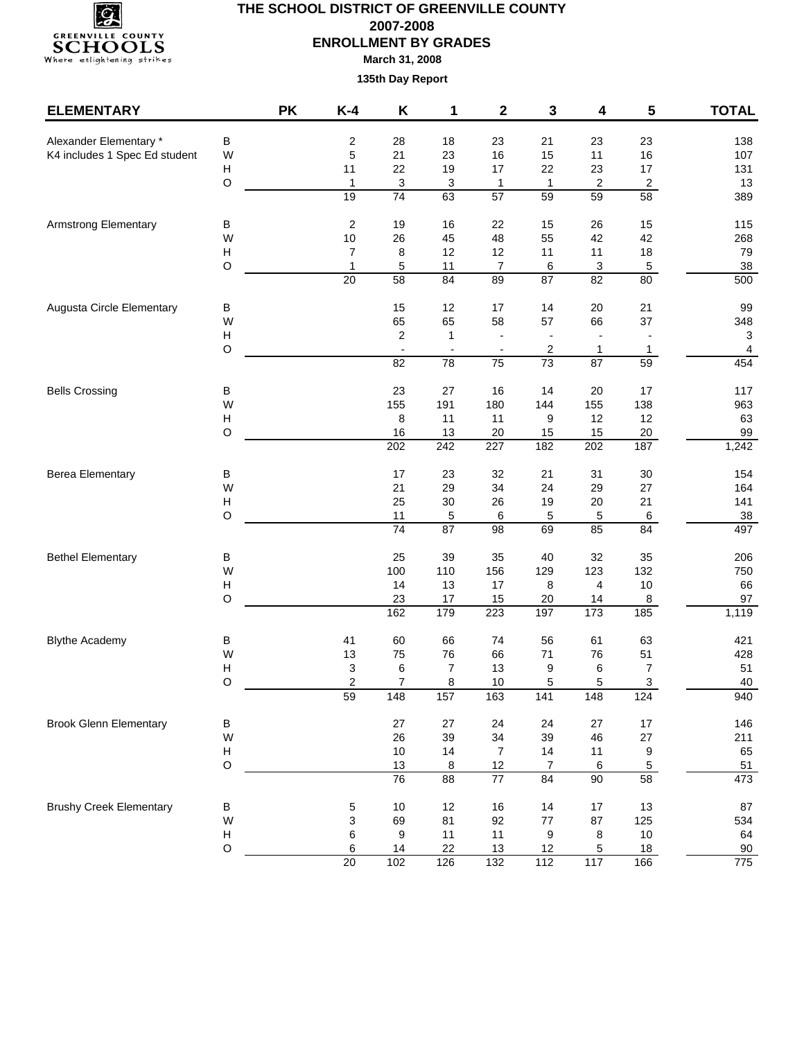# THE SCHOOL DISTRICT OF GREENVILLE COUNTY

## 2007-2008

## ENROLLMENT BY GRADES

**March 31, 2008**

**135th Day Report**

| ELEMENTARY | | PK | K-4 | K | 1 | 2 | 3 | 4 | 5 | TOTAL |
|---|---|---|---|---|---|---|---|---|---|---|
| Alexander Elementary * | B | | 2 | 28 | 18 | 23 | 21 | 23 | 23 | 138 |
| K4 includes 1 Spec Ed student | W | | 5 | 21 | 23 | 16 | 15 | 11 | 16 | 107 |
| | H | | 11 | 22 | 19 | 17 | 22 | 23 | 17 | 131 |
| | O | | 1 | 3 | 3 | 1 | 1 | 2 | 2 | 13 |
| | | | 19 | 74 | 63 | 57 | 59 | 59 | 58 | 389 |
| Armstrong Elementary | B | | 2 | 19 | 16 | 22 | 15 | 26 | 15 | 115 |
| | W | | 10 | 26 | 45 | 48 | 55 | 42 | 42 | 268 |
| | H | | 7 | 8 | 12 | 12 | 11 | 11 | 18 | 79 |
| | O | | 1 | 5 | 11 | 7 | 6 | 3 | 5 | 38 |
| | | | 20 | 58 | 84 | 89 | 87 | 82 | 80 | 500 |
| Augusta Circle Elementary | B | | | 15 | 12 | 17 | 14 | 20 | 21 | 99 |
| | W | | | 65 | 65 | 58 | 57 | 66 | 37 | 348 |
| | H | | | 2 | 1 | - | - | - | - | 3 |
| | O | | | - | - | - | 2 | 1 | 1 | 4 |
| | | | | 82 | 78 | 75 | 73 | 87 | 59 | 454 |
| Bells Crossing | B | | | 23 | 27 | 16 | 14 | 20 | 17 | 117 |
| | W | | | 155 | 191 | 180 | 144 | 155 | 138 | 963 |
| | H | | | 8 | 11 | 11 | 9 | 12 | 12 | 63 |
| | O | | | 16 | 13 | 20 | 15 | 15 | 20 | 99 |
| | | | | 202 | 242 | 227 | 182 | 202 | 187 | 1,242 |
| Berea Elementary | B | | | 17 | 23 | 32 | 21 | 31 | 30 | 154 |
| | W | | | 21 | 29 | 34 | 24 | 29 | 27 | 164 |
| | H | | | 25 | 30 | 26 | 19 | 20 | 21 | 141 |
| | O | | | 11 | 5 | 6 | 5 | 5 | 6 | 38 |
| | | | | 74 | 87 | 98 | 69 | 85 | 84 | 497 |
| Bethel Elementary | B | | | 25 | 39 | 35 | 40 | 32 | 35 | 206 |
| | W | | | 100 | 110 | 156 | 129 | 123 | 132 | 750 |
| | H | | | 14 | 13 | 17 | 8 | 4 | 10 | 66 |
| | O | | | 23 | 17 | 15 | 20 | 14 | 8 | 97 |
| | | | | 162 | 179 | 223 | 197 | 173 | 185 | 1,119 |
| Blythe Academy | B | | 41 | 60 | 66 | 74 | 56 | 61 | 63 | 421 |
| | W | | 13 | 75 | 76 | 66 | 71 | 76 | 51 | 428 |
| | H | | 3 | 6 | 7 | 13 | 9 | 6 | 7 | 51 |
| | O | | 2 | 7 | 8 | 10 | 5 | 5 | 3 | 40 |
| | | | 59 | 148 | 157 | 163 | 141 | 148 | 124 | 940 |
| Brook Glenn Elementary | B | | | 27 | 27 | 24 | 24 | 27 | 17 | 146 |
| | W | | | 26 | 39 | 34 | 39 | 46 | 27 | 211 |
| | H | | | 10 | 14 | 7 | 14 | 11 | 9 | 65 |
| | O | | | 13 | 8 | 12 | 7 | 6 | 5 | 51 |
| | | | | 76 | 88 | 77 | 84 | 90 | 58 | 473 |
| Brushy Creek Elementary | B | | 5 | 10 | 12 | 16 | 14 | 17 | 13 | 87 |
| | W | | 3 | 69 | 81 | 92 | 77 | 87 | 125 | 534 |
| | H | | 6 | 9 | 11 | 11 | 9 | 8 | 10 | 64 |
| | O | | 6 | 14 | 22 | 13 | 12 | 5 | 18 | 90 |
| | | | 20 | 102 | 126 | 132 | 112 | 117 | 166 | 775 |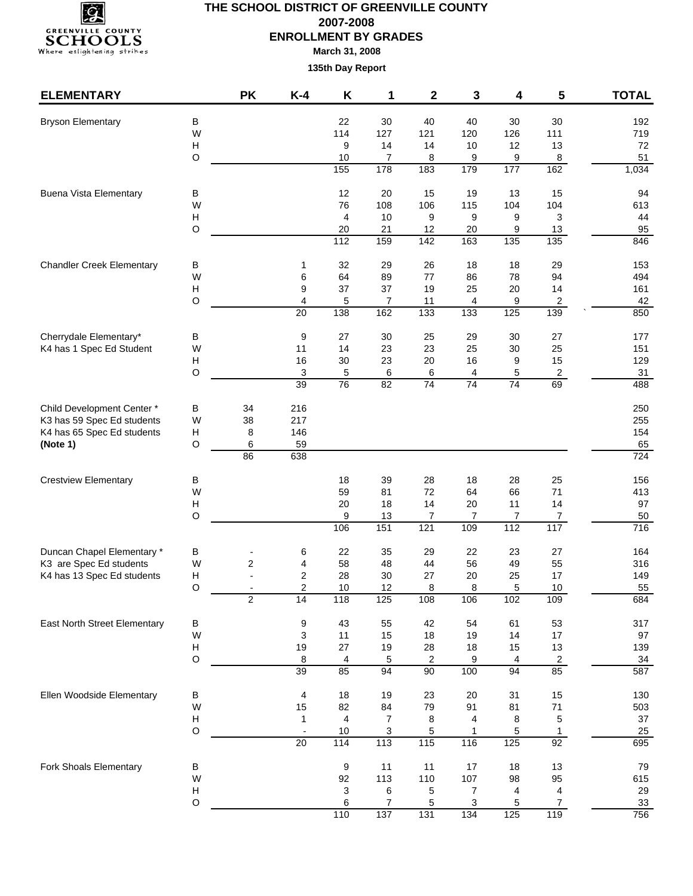# THE SCHOOL DISTRICT OF GREENVILLE COUNTY

## 2007-2008

## ENROLLMENT BY GRADES

**March 31, 2008**

**135th Day Report**

| ELEMENTARY | | PK | K-4 | K | 1 | 2 | 3 | 4 | 5 | TOTAL |
|---|---|---|---|---|---|---|---|---|---|---|
| Bryson Elementary | B | | | 22 | 30 | 40 | 40 | 30 | 30 | 192 |
| | W | | | 114 | 127 | 121 | 120 | 126 | 111 | 719 |
| | H | | | 9 | 14 | 14 | 10 | 12 | 13 | 72 |
| | O | | | 10 | 7 | 8 | 9 | 9 | 8 | 51 |
| | | | | 155 | 178 | 183 | 179 | 177 | 162 | 1,034 |
| Buena Vista Elementary | B | | | 12 | 20 | 15 | 19 | 13 | 15 | 94 |
| | W | | | 76 | 108 | 106 | 115 | 104 | 104 | 613 |
| | H | | | 4 | 10 | 9 | 9 | 9 | 3 | 44 |
| | O | | | 20 | 21 | 12 | 20 | 9 | 13 | 95 |
| | | | | 112 | 159 | 142 | 163 | 135 | 135 | 846 |
| Chandler Creek Elementary | B | | 1 | 32 | 29 | 26 | 18 | 18 | 29 | 153 |
| | W | | 6 | 64 | 89 | 77 | 86 | 78 | 94 | 494 |
| | H | | 9 | 37 | 37 | 19 | 25 | 20 | 14 | 161 |
| | O | | 4 | 5 | 7 | 11 | 4 | 9 | 2 | 42 |
| | | | 20 | 138 | 162 | 133 | 133 | 125 | 139 | 850 |
| Cherrydale Elementary* | B | | 9 | 27 | 30 | 25 | 29 | 30 | 27 | 177 |
| K4 has 1 Spec Ed Student | W | | 11 | 14 | 23 | 23 | 25 | 30 | 25 | 151 |
| | H | | 16 | 30 | 23 | 20 | 16 | 9 | 15 | 129 |
| | O | | 3 | 5 | 6 | 6 | 4 | 5 | 2 | 31 |
| | | | 39 | 76 | 82 | 74 | 74 | 74 | 69 | 488 |
| Child Development Center * | B | 34 | 216 | | | | | | | 250 |
| K3 has 59 Spec Ed students | W | 38 | 217 | | | | | | | 255 |
| K4 has 65 Spec Ed students | H | 8 | 146 | | | | | | | 154 |
| **(Note 1)** | O | 6 | 59 | | | | | | | 65 |
| | | 86 | 638 | | | | | | | 724 |
| Crestview Elementary | B | | | 18 | 39 | 28 | 18 | 28 | 25 | 156 |
| | W | | | 59 | 81 | 72 | 64 | 66 | 71 | 413 |
| | H | | | 20 | 18 | 14 | 20 | 11 | 14 | 97 |
| | O | | | 9 | 13 | 7 | 7 | 7 | 7 | 50 |
| | | | | 106 | 151 | 121 | 109 | 112 | 117 | 716 |
| Duncan Chapel Elementary * | B | - | 6 | 22 | 35 | 29 | 22 | 23 | 27 | 164 |
| K3 are Spec Ed students | W | 2 | 4 | 58 | 48 | 44 | 56 | 49 | 55 | 316 |
| K4 has 13 Spec Ed students | H | - | 2 | 28 | 30 | 27 | 20 | 25 | 17 | 149 |
| | O | - | 2 | 10 | 12 | 8 | 8 | 5 | 10 | 55 |
| | | 2 | 14 | 118 | 125 | 108 | 106 | 102 | 109 | 684 |
| East North Street Elementary | B | | 9 | 43 | 55 | 42 | 54 | 61 | 53 | 317 |
| | W | | 3 | 11 | 15 | 18 | 19 | 14 | 17 | 97 |
| | H | | 19 | 27 | 19 | 28 | 18 | 15 | 13 | 139 |
| | O | | 8 | 4 | 5 | 2 | 9 | 4 | 2 | 34 |
| | | | 39 | 85 | 94 | 90 | 100 | 94 | 85 | 587 |
| Ellen Woodside Elementary | B | | 4 | 18 | 19 | 23 | 20 | 31 | 15 | 130 |
| | W | | 15 | 82 | 84 | 79 | 91 | 81 | 71 | 503 |
| | H | | 1 | 4 | 7 | 8 | 4 | 8 | 5 | 37 |
| | O | | - | 10 | 3 | 5 | 1 | 5 | 1 | 25 |
| | | | 20 | 114 | 113 | 115 | 116 | 125 | 92 | 695 |
| Fork Shoals Elementary | B | | | 9 | 11 | 11 | 17 | 18 | 13 | 79 |
| | W | | | 92 | 113 | 110 | 107 | 98 | 95 | 615 |
| | H | | | 3 | 6 | 5 | 7 | 4 | 4 | 29 |
| | O | | | 6 | 7 | 5 | 3 | 5 | 7 | 33 |
| | | | | 110 | 137 | 131 | 134 | 125 | 119 | 756 |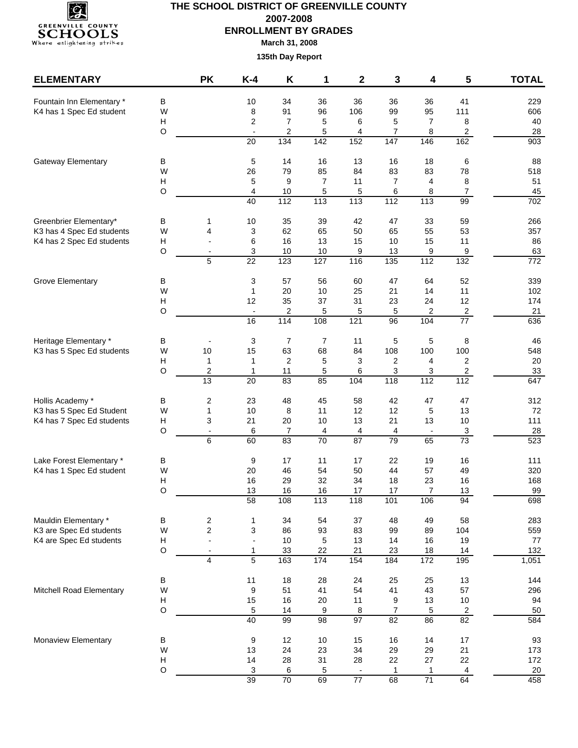# THE SCHOOL DISTRICT OF GREENVILLE COUNTY

## 2007-2008

## ENROLLMENT BY GRADES

**March 31, 2008**

**135th Day Report**

| ELEMENTARY | | PK | K-4 | K | 1 | 2 | 3 | 4 | 5 | TOTAL |
|---|---|---|---|---|---|---|---|---|---|---|
| Fountain Inn Elementary * | B | | 10 | 34 | 36 | 36 | 36 | 36 | 41 | 229 |
| K4 has 1 Spec Ed student | W | | 8 | 91 | 96 | 106 | 99 | 95 | 111 | 606 |
| | H | | 2 | 7 | 5 | 6 | 5 | 7 | 8 | 40 |
| | O | | - | 2 | 5 | 4 | 7 | 8 | 2 | 28 |
| | | | 20 | 134 | 142 | 152 | 147 | 146 | 162 | 903 |
| Gateway Elementary | B | | 5 | 14 | 16 | 13 | 16 | 18 | 6 | 88 |
| | W | | 26 | 79 | 85 | 84 | 83 | 83 | 78 | 518 |
| | H | | 5 | 9 | 7 | 11 | 7 | 4 | 8 | 51 |
| | O | | 4 | 10 | 5 | 5 | 6 | 8 | 7 | 45 |
| | | | 40 | 112 | 113 | 113 | 112 | 113 | 99 | 702 |
| Greenbrier Elementary* | B | 1 | 10 | 35 | 39 | 42 | 47 | 33 | 59 | 266 |
| K3 has 4 Spec Ed students | W | 4 | 3 | 62 | 65 | 50 | 65 | 55 | 53 | 357 |
| K4 has 2 Spec Ed students | H | - | 6 | 16 | 13 | 15 | 10 | 15 | 11 | 86 |
| | O | - | 3 | 10 | 10 | 9 | 13 | 9 | 9 | 63 |
| | | 5 | 22 | 123 | 127 | 116 | 135 | 112 | 132 | 772 |
| Grove Elementary | B | | 3 | 57 | 56 | 60 | 47 | 64 | 52 | 339 |
| | W | | 1 | 20 | 10 | 25 | 21 | 14 | 11 | 102 |
| | H | | 12 | 35 | 37 | 31 | 23 | 24 | 12 | 174 |
| | O | | - | 2 | 5 | 5 | 5 | 2 | 2 | 21 |
| | | | 16 | 114 | 108 | 121 | 96 | 104 | 77 | 636 |
| Heritage Elementary * | B | - | 3 | 7 | 7 | 11 | 5 | 5 | 8 | 46 |
| K3 has 5 Spec Ed students | W | 10 | 15 | 63 | 68 | 84 | 108 | 100 | 100 | 548 |
| | H | 1 | 1 | 2 | 5 | 3 | 2 | 4 | 2 | 20 |
| | O | 2 | 1 | 11 | 5 | 6 | 3 | 3 | 2 | 33 |
| | | 13 | 20 | 83 | 85 | 104 | 118 | 112 | 112 | 647 |
| Hollis Academy * | B | 2 | 23 | 48 | 45 | 58 | 42 | 47 | 47 | 312 |
| K3 has 5 Spec Ed Student | W | 1 | 10 | 8 | 11 | 12 | 12 | 5 | 13 | 72 |
| K4 has 7 Spec Ed students | H | 3 | 21 | 20 | 10 | 13 | 21 | 13 | 10 | 111 |
| | O | - | 6 | 7 | 4 | 4 | 4 | - | 3 | 28 |
| | | 6 | 60 | 83 | 70 | 87 | 79 | 65 | 73 | 523 |
| Lake Forest Elementary * | B | | 9 | 17 | 11 | 17 | 22 | 19 | 16 | 111 |
| K4 has 1 Spec Ed student | W | | 20 | 46 | 54 | 50 | 44 | 57 | 49 | 320 |
| | H | | 16 | 29 | 32 | 34 | 18 | 23 | 16 | 168 |
| | O | | 13 | 16 | 16 | 17 | 17 | 7 | 13 | 99 |
| | | | 58 | 108 | 113 | 118 | 101 | 106 | 94 | 698 |
| Mauldin Elementary * | B | 2 | 1 | 34 | 54 | 37 | 48 | 49 | 58 | 283 |
| K3 are Spec Ed students | W | 2 | 3 | 86 | 93 | 83 | 99 | 89 | 104 | 559 |
| K4 are Spec Ed students | H | - | - | 10 | 5 | 13 | 14 | 16 | 19 | 77 |
| | O | - | 1 | 33 | 22 | 21 | 23 | 18 | 14 | 132 |
| | | 4 | 5 | 163 | 174 | 154 | 184 | 172 | 195 | 1,051 |
| | B | | 11 | 18 | 28 | 24 | 25 | 25 | 13 | 144 |
| Mitchell Road Elementary | W | | 9 | 51 | 41 | 54 | 41 | 43 | 57 | 296 |
| | H | | 15 | 16 | 20 | 11 | 9 | 13 | 10 | 94 |
| | O | | 5 | 14 | 9 | 8 | 7 | 5 | 2 | 50 |
| | | | 40 | 99 | 98 | 97 | 82 | 86 | 82 | 584 |
| Monaview Elementary | B | | 9 | 12 | 10 | 15 | 16 | 14 | 17 | 93 |
| | W | | 13 | 24 | 23 | 34 | 29 | 29 | 21 | 173 |
| | H | | 14 | 28 | 31 | 28 | 22 | 27 | 22 | 172 |
| | O | | 3 | 6 | 5 | - | 1 | 1 | 4 | 20 |
| | | | 39 | 70 | 69 | 77 | 68 | 71 | 64 | 458 |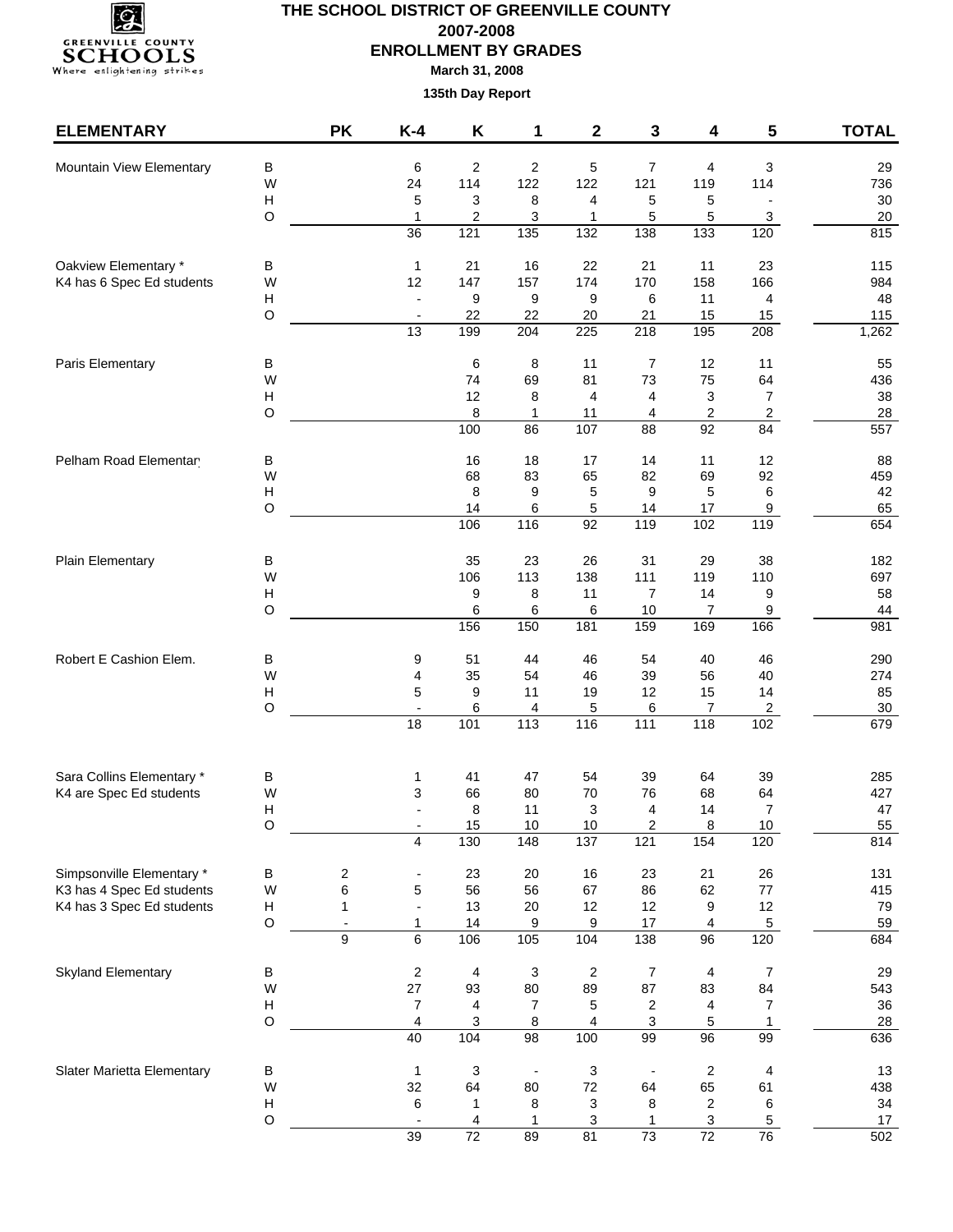# THE SCHOOL DISTRICT OF GREENVILLE COUNTY

## 2007-2008

## ENROLLMENT BY GRADES

**March 31, 2008**

**135th Day Report**

| ELEMENTARY | | PK | K-4 | K | 1 | 2 | 3 | 4 | 5 | TOTAL |
|---|---|---|---|---|---|---|---|---|---|---|
| Mountain View Elementary | B | | 6 | 2 | 2 | 5 | 7 | 4 | 3 | 29 |
| | W | | 24 | 114 | 122 | 122 | 121 | 119 | 114 | 736 |
| | H | | 5 | 3 | 8 | 4 | 5 | 5 | - | 30 |
| | O | | 1 | 2 | 3 | 1 | 5 | 5 | 3 | 20 |
| | | | 36 | 121 | 135 | 132 | 138 | 133 | 120 | 815 |
| Oakview Elementary * | B | | 1 | 21 | 16 | 22 | 21 | 11 | 23 | 115 |
| K4 has 6 Spec Ed students | W | | 12 | 147 | 157 | 174 | 170 | 158 | 166 | 984 |
| | H | | - | 9 | 9 | 9 | 6 | 11 | 4 | 48 |
| | O | | - | 22 | 22 | 20 | 21 | 15 | 15 | 115 |
| | | | 13 | 199 | 204 | 225 | 218 | 195 | 208 | 1,262 |
| Paris Elementary | B | | | 6 | 8 | 11 | 7 | 12 | 11 | 55 |
| | W | | | 74 | 69 | 81 | 73 | 75 | 64 | 436 |
| | H | | | 12 | 8 | 4 | 4 | 3 | 7 | 38 |
| | O | | | 8 | 1 | 11 | 4 | 2 | 2 | 28 |
| | | | | 100 | 86 | 107 | 88 | 92 | 84 | 557 |
| Pelham Road Elementary | B | | | 16 | 18 | 17 | 14 | 11 | 12 | 88 |
| | W | | | 68 | 83 | 65 | 82 | 69 | 92 | 459 |
| | H | | | 8 | 9 | 5 | 9 | 5 | 6 | 42 |
| | O | | | 14 | 6 | 5 | 14 | 17 | 9 | 65 |
| | | | | 106 | 116 | 92 | 119 | 102 | 119 | 654 |
| Plain Elementary | B | | | 35 | 23 | 26 | 31 | 29 | 38 | 182 |
| | W | | | 106 | 113 | 138 | 111 | 119 | 110 | 697 |
| | H | | | 9 | 8 | 11 | 7 | 14 | 9 | 58 |
| | O | | | 6 | 6 | 6 | 10 | 7 | 9 | 44 |
| | | | | 156 | 150 | 181 | 159 | 169 | 166 | 981 |
| Robert E Cashion Elem. | B | | 9 | 51 | 44 | 46 | 54 | 40 | 46 | 290 |
| | W | | 4 | 35 | 54 | 46 | 39 | 56 | 40 | 274 |
| | H | | 5 | 9 | 11 | 19 | 12 | 15 | 14 | 85 |
| | O | | - | 6 | 4 | 5 | 6 | 7 | 2 | 30 |
| | | | 18 | 101 | 113 | 116 | 111 | 118 | 102 | 679 |
| Sara Collins Elementary * | B | | 1 | 41 | 47 | 54 | 39 | 64 | 39 | 285 |
| K4 are Spec Ed students | W | | 3 | 66 | 80 | 70 | 76 | 68 | 64 | 427 |
| | H | | - | 8 | 11 | 3 | 4 | 14 | 7 | 47 |
| | O | | - | 15 | 10 | 10 | 2 | 8 | 10 | 55 |
| | | | 4 | 130 | 148 | 137 | 121 | 154 | 120 | 814 |
| Simpsonville Elementary * | B | 2 | - | 23 | 20 | 16 | 23 | 21 | 26 | 131 |
| K3 has 4 Spec Ed students | W | 6 | 5 | 56 | 56 | 67 | 86 | 62 | 77 | 415 |
| K4 has 3 Spec Ed students | H | 1 | - | 13 | 20 | 12 | 12 | 9 | 12 | 79 |
| | O | - | 1 | 14 | 9 | 9 | 17 | 4 | 5 | 59 |
| | | 9 | 6 | 106 | 105 | 104 | 138 | 96 | 120 | 684 |
| Skyland Elementary | B | | 2 | 4 | 3 | 2 | 7 | 4 | 7 | 29 |
| | W | | 27 | 93 | 80 | 89 | 87 | 83 | 84 | 543 |
| | H | | 7 | 4 | 7 | 5 | 2 | 4 | 7 | 36 |
| | O | | 4 | 3 | 8 | 4 | 3 | 5 | 1 | 28 |
| | | | 40 | 104 | 98 | 100 | 99 | 96 | 99 | 636 |
| Slater Marietta Elementary | B | | 1 | 3 | - | 3 | - | 2 | 4 | 13 |
| | W | | 32 | 64 | 80 | 72 | 64 | 65 | 61 | 438 |
| | H | | 6 | 1 | 8 | 3 | 8 | 2 | 6 | 34 |
| | O | | - | 4 | 1 | 3 | 1 | 3 | 5 | 17 |
| | | | 39 | 72 | 89 | 81 | 73 | 72 | 76 | 502 |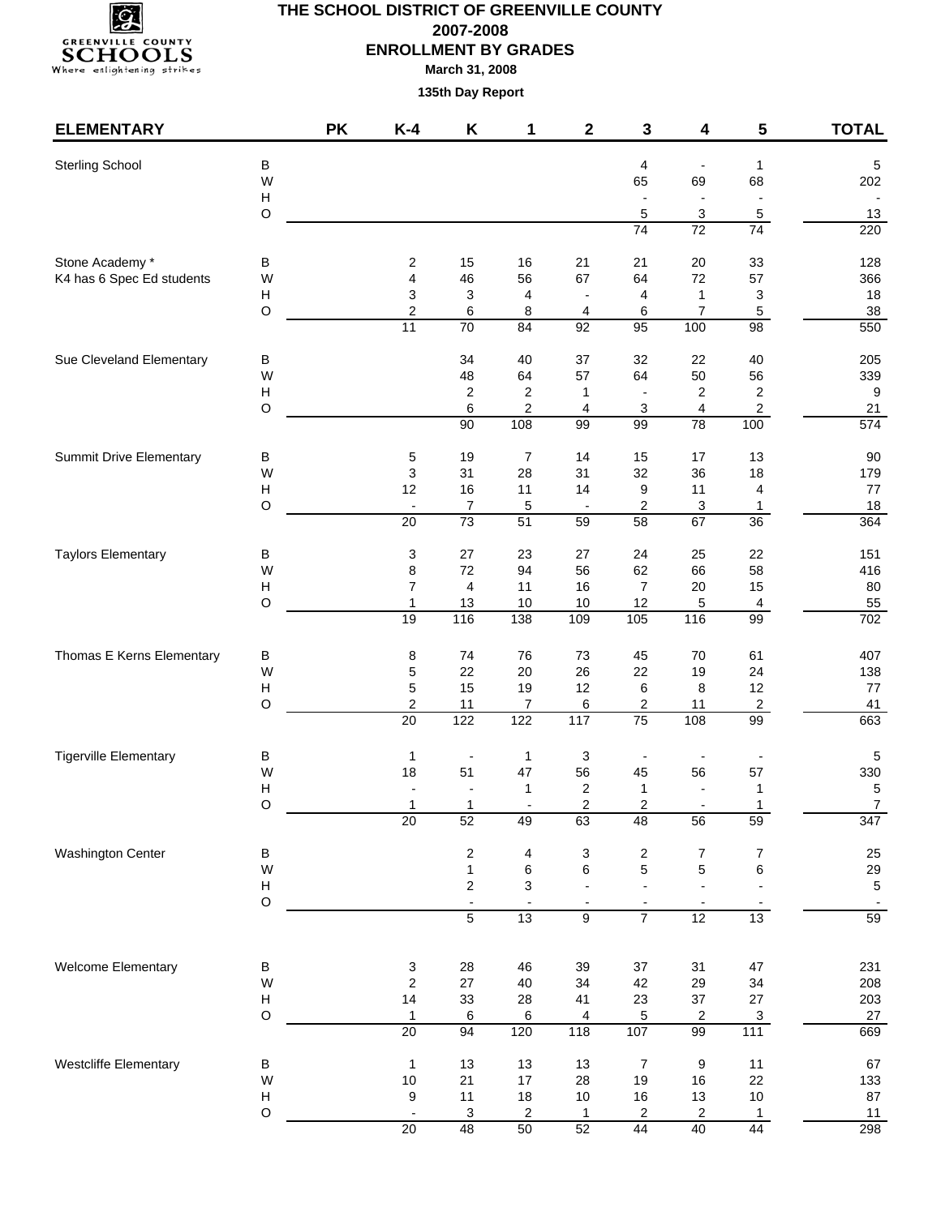# THE SCHOOL DISTRICT OF GREENVILLE COUNTY

## 2007-2008

## ENROLLMENT BY GRADES

**March 31, 2008**

**135th Day Report**

| ELEMENTARY | | PK | K-4 | K | 1 | 2 | 3 | 4 | 5 | TOTAL |
|---|---|---|---|---|---|---|---|---|---|---|
| Sterling School | B | | | | | | 4 | - | 1 | 5 |
| | W | | | | | | 65 | 69 | 68 | 202 |
| | H | | | | | | - | - | - | - |
| | O | | | | | | 5 | 3 | 5 | 13 |
| | | | | | | | 74 | 72 | 74 | 220 |
| Stone Academy * | B | | 2 | 15 | 16 | 21 | 21 | 20 | 33 | 128 |
| K4 has 6 Spec Ed students | W | | 4 | 46 | 56 | 67 | 64 | 72 | 57 | 366 |
| | H | | 3 | 3 | 4 | - | 4 | 1 | 3 | 18 |
| | O | | 2 | 6 | 8 | 4 | 6 | 7 | 5 | 38 |
| | | | 11 | 70 | 84 | 92 | 95 | 100 | 98 | 550 |
| Sue Cleveland Elementary | B | | | 34 | 40 | 37 | 32 | 22 | 40 | 205 |
| | W | | | 48 | 64 | 57 | 64 | 50 | 56 | 339 |
| | H | | | 2 | 2 | 1 | - | 2 | 2 | 9 |
| | O | | | 6 | 2 | 4 | 3 | 4 | 2 | 21 |
| | | | | 90 | 108 | 99 | 99 | 78 | 100 | 574 |
| Summit Drive Elementary | B | | 5 | 19 | 7 | 14 | 15 | 17 | 13 | 90 |
| | W | | 3 | 31 | 28 | 31 | 32 | 36 | 18 | 179 |
| | H | | 12 | 16 | 11 | 14 | 9 | 11 | 4 | 77 |
| | O | | - | 7 | 5 | - | 2 | 3 | 1 | 18 |
| | | | 20 | 73 | 51 | 59 | 58 | 67 | 36 | 364 |
| Taylors Elementary | B | | 3 | 27 | 23 | 27 | 24 | 25 | 22 | 151 |
| | W | | 8 | 72 | 94 | 56 | 62 | 66 | 58 | 416 |
| | H | | 7 | 4 | 11 | 16 | 7 | 20 | 15 | 80 |
| | O | | 1 | 13 | 10 | 10 | 12 | 5 | 4 | 55 |
| | | | 19 | 116 | 138 | 109 | 105 | 116 | 99 | 702 |
| Thomas E Kerns Elementary | B | | 8 | 74 | 76 | 73 | 45 | 70 | 61 | 407 |
| | W | | 5 | 22 | 20 | 26 | 22 | 19 | 24 | 138 |
| | H | | 5 | 15 | 19 | 12 | 6 | 8 | 12 | 77 |
| | O | | 2 | 11 | 7 | 6 | 2 | 11 | 2 | 41 |
| | | | 20 | 122 | 122 | 117 | 75 | 108 | 99 | 663 |
| Tigerville Elementary | B | | 1 | - | 1 | 3 | - | - | - | 5 |
| | W | | 18 | 51 | 47 | 56 | 45 | 56 | 57 | 330 |
| | H | | - | - | 1 | 2 | 1 | - | 1 | 5 |
| | O | | 1 | 1 | - | 2 | 2 | - | 1 | 7 |
| | | | 20 | 52 | 49 | 63 | 48 | 56 | 59 | 347 |
| Washington Center | B | | | 2 | 4 | 3 | 2 | 7 | 7 | 25 |
| | W | | | 1 | 6 | 6 | 5 | 5 | 6 | 29 |
| | H | | | 2 | 3 | - | - | - | - | 5 |
| | O | | | - | - | - | - | - | - | - |
| | | | | 5 | 13 | 9 | 7 | 12 | 13 | 59 |
| Welcome Elementary | B | | 3 | 28 | 46 | 39 | 37 | 31 | 47 | 231 |
| | W | | 2 | 27 | 40 | 34 | 42 | 29 | 34 | 208 |
| | H | | 14 | 33 | 28 | 41 | 23 | 37 | 27 | 203 |
| | O | | 1 | 6 | 6 | 4 | 5 | 2 | 3 | 27 |
| | | | 20 | 94 | 120 | 118 | 107 | 99 | 111 | 669 |
| Westcliffe Elementary | B | | 1 | 13 | 13 | 13 | 7 | 9 | 11 | 67 |
| | W | | 10 | 21 | 17 | 28 | 19 | 16 | 22 | 133 |
| | H | | 9 | 11 | 18 | 10 | 16 | 13 | 10 | 87 |
| | O | | - | 3 | 2 | 1 | 2 | 2 | 1 | 11 |
| | | | 20 | 48 | 50 | 52 | 44 | 40 | 44 | 298 |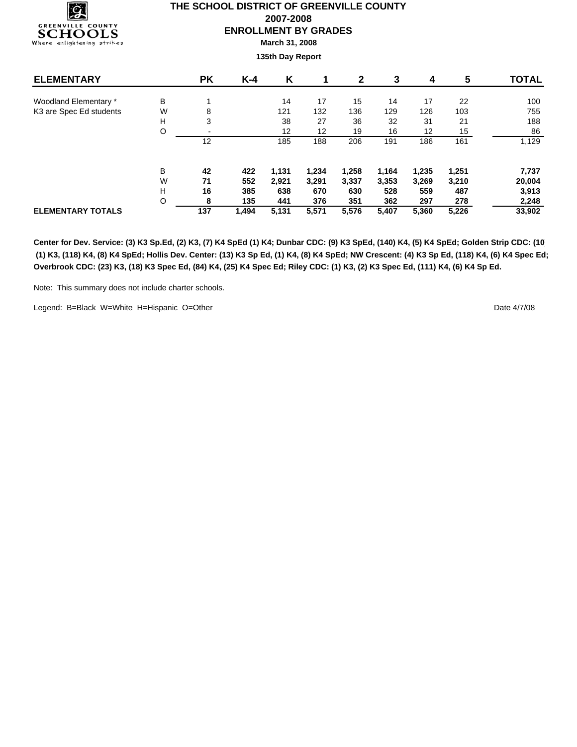# THE SCHOOL DISTRICT OF GREENVILLE COUNTY

**2007-2008**

**ENROLLMENT BY GRADES**

**March 31, 2008**

**135th Day Report**

| ELEMENTARY | | PK | K-4 | K | 1 | 2 | 3 | 4 | 5 | TOTAL |
|---|---|---|---|---|---|---|---|---|---|---|
| Woodland Elementary * | B | 1 | | 14 | 17 | 15 | 14 | 17 | 22 | 100 |
| K3 are Spec Ed students | W | 8 | | 121 | 132 | 136 | 129 | 126 | 103 | 755 |
| | H | 3 | | 38 | 27 | 36 | 32 | 31 | 21 | 188 |
| | O | - | | 12 | 12 | 19 | 16 | 12 | 15 | 86 |
| | | 12 | | 185 | 188 | 206 | 191 | 186 | 161 | 1,129 |
| | B | **42** | **422** | **1,131** | **1,234** | **1,258** | **1,164** | **1,235** | **1,251** | **7,737** |
| | W | **71** | **552** | **2,921** | **3,291** | **3,337** | **3,353** | **3,269** | **3,210** | **20,004** |
| | H | **16** | **385** | **638** | **670** | **630** | **528** | **559** | **487** | **3,913** |
| | O | **8** | **135** | **441** | **376** | **351** | **362** | **297** | **278** | **2,248** |
| **ELEMENTARY TOTALS** | | **137** | **1,494** | **5,131** | **5,571** | **5,576** | **5,407** | **5,360** | **5,226** | **33,902** |

**Center for Dev. Service: (3) K3 Sp.Ed, (2) K3, (7) K4 SpEd (1) K4; Dunbar CDC: (9) K3 SpEd, (140) K4, (5) K4 SpEd; Golden Strip CDC: (10) (1) K3, (118) K4, (8) K4 SpEd; Hollis Dev. Center: (13) K3 Sp Ed, (1) K4, (8) K4 SpEd; NW Crescent: (4) K3 Sp Ed, (118) K4, (6) K4 Spec Ed; Overbrook CDC: (23) K3, (18) K3 Spec Ed, (84) K4, (25) K4 Spec Ed; Riley CDC: (1) K3, (2) K3 Spec Ed, (111) K4, (6) K4 Sp Ed.**

Note: This summary does not include charter schools.

Legend: B=Black W=White H=Hispanic O=Other

Date 4/7/08